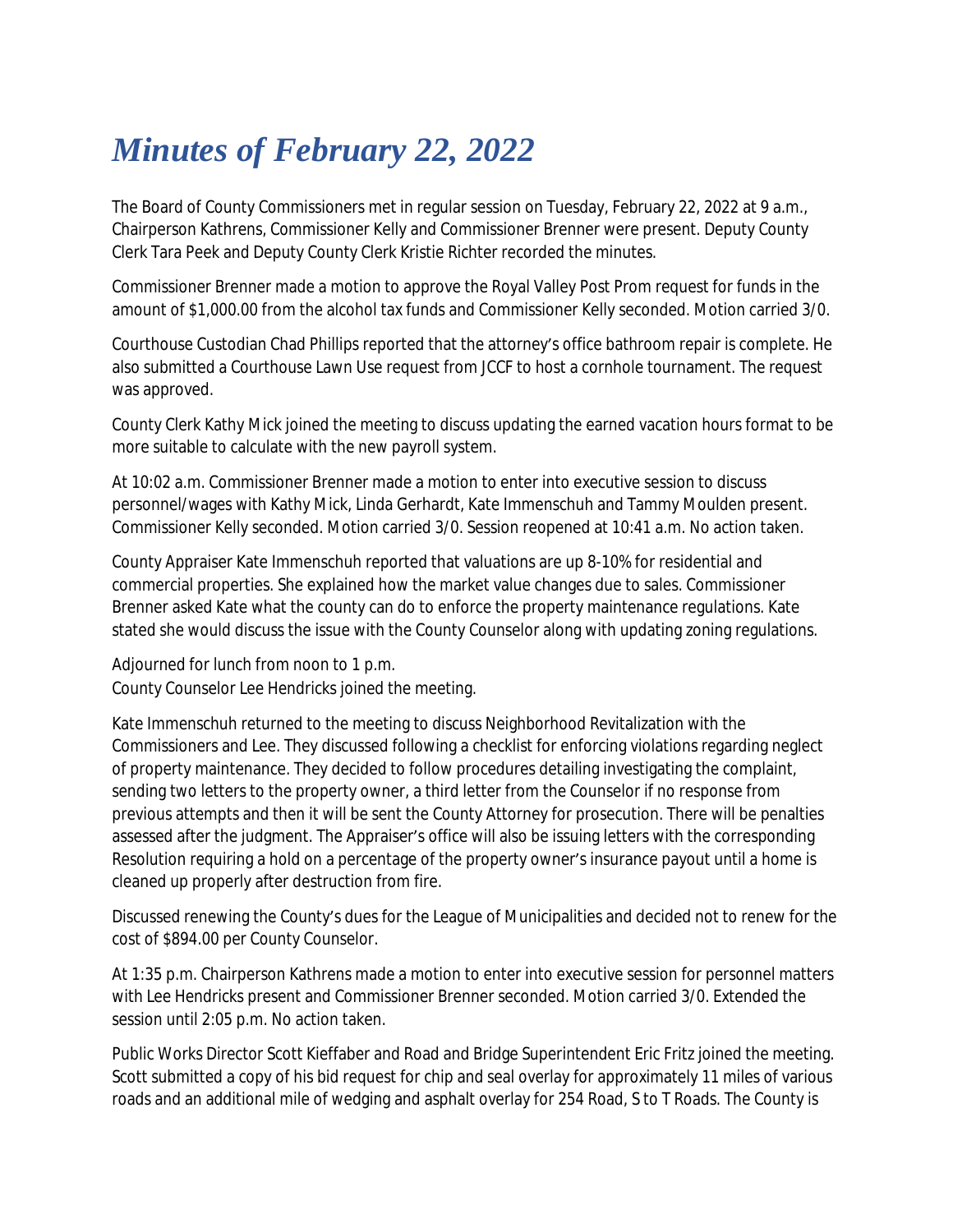# *Minutes of February 22, 2022*

The Board of County Commissioners met in regular session on Tuesday, February 22, 2022 at 9 a.m., Chairperson Kathrens, Commissioner Kelly and Commissioner Brenner were present. Deputy County Clerk Tara Peek and Deputy County Clerk Kristie Richter recorded the minutes.

Commissioner Brenner made a motion to approve the Royal Valley Post Prom request for funds in the amount of $1,000.00 from the alcohol tax funds and Commissioner Kelly seconded. Motion carried 3/0.

Courthouse Custodian Chad Phillips reported that the attorney's office bathroom repair is complete. He also submitted a Courthouse Lawn Use request from JCCF to host a cornhole tournament. The request was approved.

County Clerk Kathy Mick joined the meeting to discuss updating the earned vacation hours format to be more suitable to calculate with the new payroll system.

At 10:02 a.m. Commissioner Brenner made a motion to enter into executive session to discuss personnel/wages with Kathy Mick, Linda Gerhardt, Kate Immenschuh and Tammy Moulden present. Commissioner Kelly seconded. Motion carried 3/0. Session reopened at 10:41 a.m. No action taken.

County Appraiser Kate Immenschuh reported that valuations are up 8-10% for residential and commercial properties. She explained how the market value changes due to sales. Commissioner Brenner asked Kate what the county can do to enforce the property maintenance regulations. Kate stated she would discuss the issue with the County Counselor along with updating zoning regulations.

Adjourned for lunch from noon to 1 p.m.
County Counselor Lee Hendricks joined the meeting.

Kate Immenschuh returned to the meeting to discuss Neighborhood Revitalization with the Commissioners and Lee. They discussed following a checklist for enforcing violations regarding neglect of property maintenance. They decided to follow procedures detailing investigating the complaint, sending two letters to the property owner, a third letter from the Counselor if no response from previous attempts and then it will be sent the County Attorney for prosecution. There will be penalties assessed after the judgment. The Appraiser's office will also be issuing letters with the corresponding Resolution requiring a hold on a percentage of the property owner's insurance payout until a home is cleaned up properly after destruction from fire.

Discussed renewing the County's dues for the League of Municipalities and decided not to renew for the cost of $894.00 per County Counselor.

At 1:35 p.m. Chairperson Kathrens made a motion to enter into executive session for personnel matters with Lee Hendricks present and Commissioner Brenner seconded. Motion carried 3/0. Extended the session until 2:05 p.m. No action taken.

Public Works Director Scott Kieffaber and Road and Bridge Superintendent Eric Fritz joined the meeting. Scott submitted a copy of his bid request for chip and seal overlay for approximately 11 miles of various roads and an additional mile of wedging and asphalt overlay for 254 Road, S to T Roads. The County is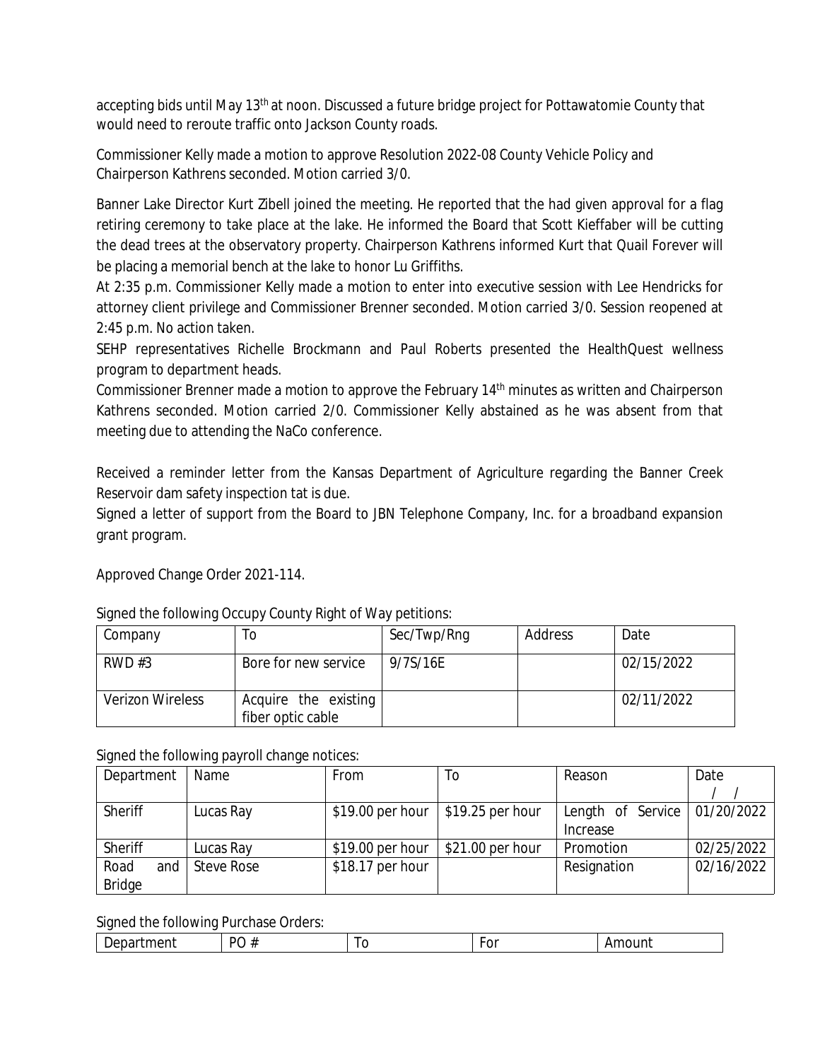accepting bids until May 13th at noon. Discussed a future bridge project for Pottawatomie County that would need to reroute traffic onto Jackson County roads.

Commissioner Kelly made a motion to approve Resolution 2022-08 County Vehicle Policy and Chairperson Kathrens seconded. Motion carried 3/0.

Banner Lake Director Kurt Zibell joined the meeting. He reported that the had given approval for a flag retiring ceremony to take place at the lake. He informed the Board that Scott Kieffaber will be cutting the dead trees at the observatory property. Chairperson Kathrens informed Kurt that Quail Forever will be placing a memorial bench at the lake to honor Lu Griffiths.

At 2:35 p.m. Commissioner Kelly made a motion to enter into executive session with Lee Hendricks for attorney client privilege and Commissioner Brenner seconded. Motion carried 3/0. Session reopened at 2:45 p.m. No action taken.

SEHP representatives Richelle Brockmann and Paul Roberts presented the HealthQuest wellness program to department heads.

Commissioner Brenner made a motion to approve the February 14th minutes as written and Chairperson Kathrens seconded. Motion carried 2/0. Commissioner Kelly abstained as he was absent from that meeting due to attending the NaCo conference.

Received a reminder letter from the Kansas Department of Agriculture regarding the Banner Creek Reservoir dam safety inspection tat is due.

Signed a letter of support from the Board to JBN Telephone Company, Inc. for a broadband expansion grant program.

Approved Change Order 2021-114.

Signed the following Occupy County Right of Way petitions:

| Company | To | Sec/Twp/Rng | Address | Date |
|---|---|---|---|---|
| RWD #3 | Bore for new service | 9/7S/16E | | 02/15/2022 |
| Verizon Wireless | Acquire the existing fiber optic cable | | | 02/11/2022 |

Signed the following payroll change notices:

| Department | Name | From | To | Reason | Date / / |
|---|---|---|---|---|---|
| Sheriff | Lucas Ray | $19.00 per hour | $19.25 per hour | Length of Service Increase | 01/20/2022 |
| Sheriff | Lucas Ray | $19.00 per hour | $21.00 per hour | Promotion | 02/25/2022 |
| Road and Bridge | Steve Rose | $18.17 per hour | | Resignation | 02/16/2022 |

Signed the following Purchase Orders:

| Department | PO # | To | For | Amount |
|---|---|---|---|---|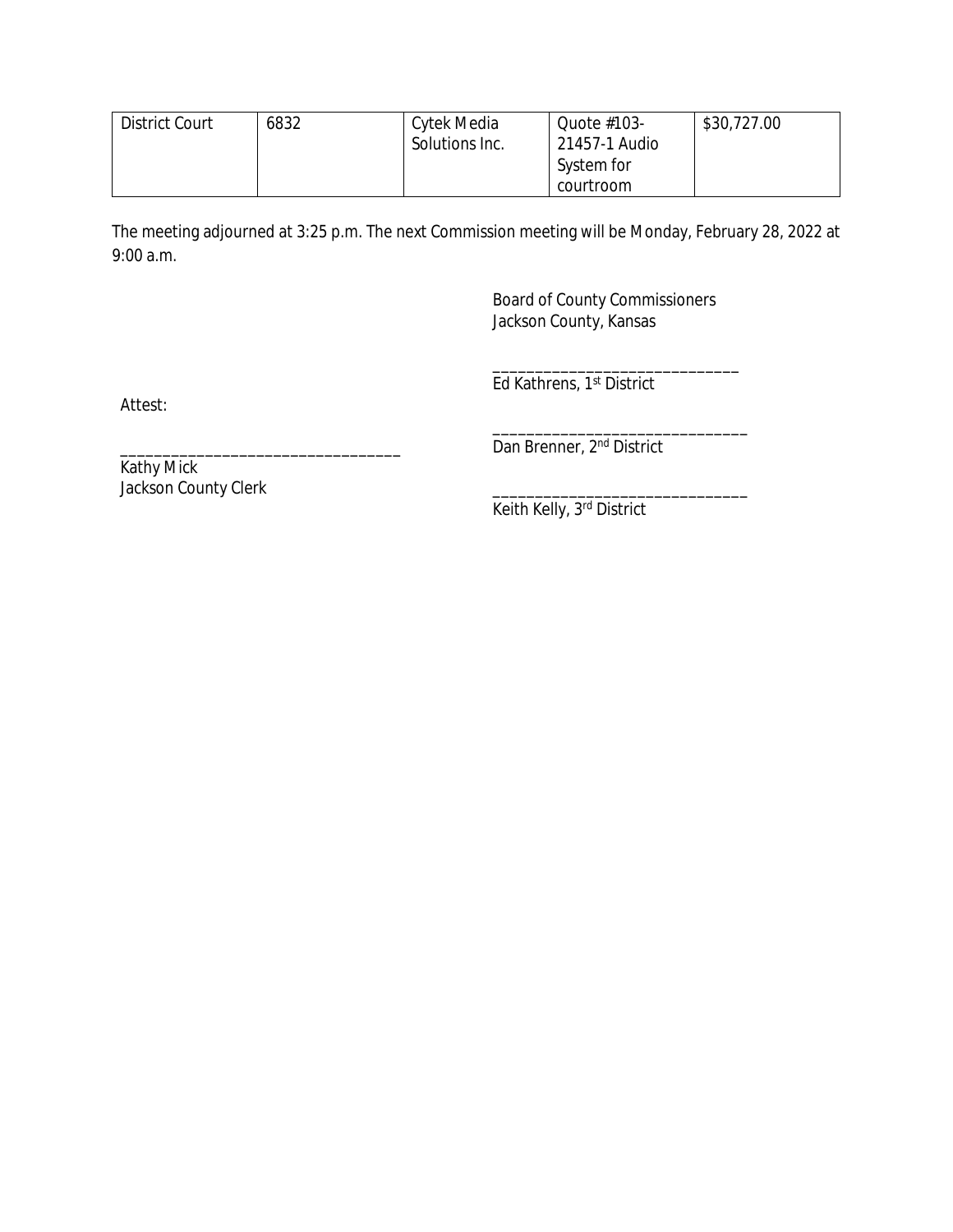| | | | | |
|---|---|---|---|---|
| District Court | 6832 | Cytek Media Solutions Inc. | Quote #103-21457-1 Audio System for courtroom | $30,727.00 |

The meeting adjourned at 3:25 p.m. The next Commission meeting will be Monday, February 28, 2022 at 9:00 a.m.

Board of County Commissioners
Jackson County, Kansas

_____________________________
Ed Kathrens, 1st District

_____________________________
Dan Brenner, 2nd District

_____________________________
Keith Kelly, 3rd District

Attest:

_________________________________
Kathy Mick
Jackson County Clerk